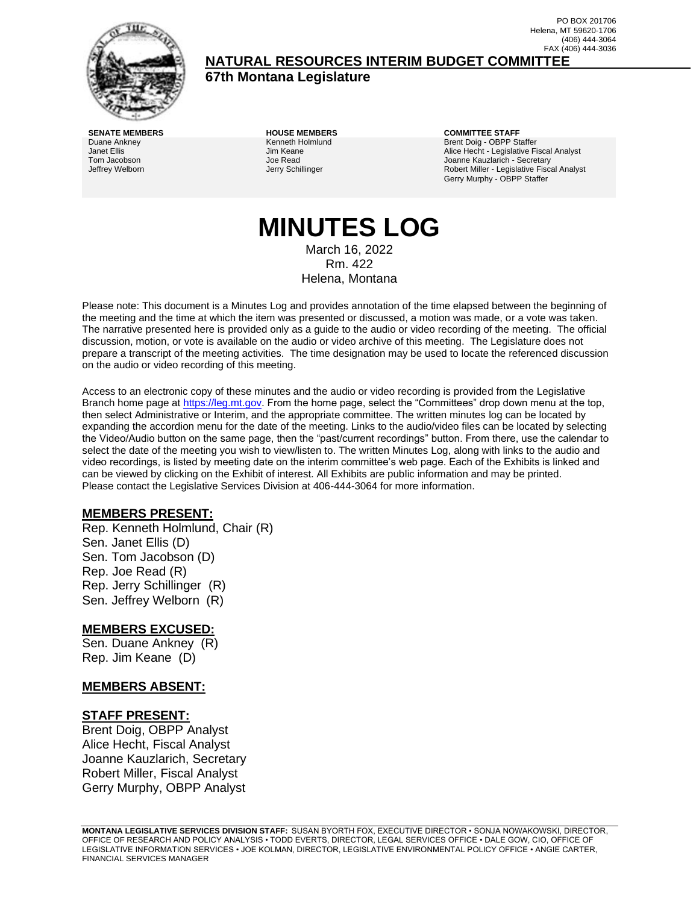PO BOX 201706
Helena, MT 59620-1706
(406) 444-3064
FAX (406) 444-3036

## NATURAL RESOURCES INTERIM BUDGET COMMITTEE

**67th Montana Legislature**

| SENATE MEMBERS | HOUSE MEMBERS | COMMITTEE STAFF |
|---|---|---|
| Duane Ankney | Kenneth Holmlund | Brent Doig - OBPP Staffer |
| Janet Ellis | Jim Keane | Alice Hecht - Legislative Fiscal Analyst |
| Tom Jacobson | Joe Read | Joanne Kauzlarich - Secretary |
| Jeffrey Welborn | Jerry Schillinger | Robert Miller - Legislative Fiscal Analyst |
| | | Gerry Murphy - OBPP Staffer |

# MINUTES LOG

March 16, 2022
Rm. 422
Helena, Montana

Please note: This document is a Minutes Log and provides annotation of the time elapsed between the beginning of the meeting and the time at which the item was presented or discussed, a motion was made, or a vote was taken. The narrative presented here is provided only as a guide to the audio or video recording of the meeting. The official discussion, motion, or vote is available on the audio or video archive of this meeting. The Legislature does not prepare a transcript of the meeting activities. The time designation may be used to locate the referenced discussion on the audio or video recording of this meeting.

Access to an electronic copy of these minutes and the audio or video recording is provided from the Legislative Branch home page at https://leg.mt.gov. From the home page, select the "Committees" drop down menu at the top, then select Administrative or Interim, and the appropriate committee. The written minutes log can be located by expanding the accordion menu for the date of the meeting. Links to the audio/video files can be located by selecting the Video/Audio button on the same page, then the "past/current recordings" button. From there, use the calendar to select the date of the meeting you wish to view/listen to. The written Minutes Log, along with links to the audio and video recordings, is listed by meeting date on the interim committee's web page. Each of the Exhibits is linked and can be viewed by clicking on the Exhibit of interest. All Exhibits are public information and may be printed. Please contact the Legislative Services Division at 406-444-3064 for more information.

## MEMBERS PRESENT:

Rep. Kenneth Holmlund, Chair (R)
Sen. Janet Ellis (D)
Sen. Tom Jacobson (D)
Rep. Joe Read (R)
Rep. Jerry Schillinger (R)
Sen. Jeffrey Welborn (R)

## MEMBERS EXCUSED:

Sen. Duane Ankney (R)
Rep. Jim Keane (D)

## MEMBERS ABSENT:

## STAFF PRESENT:

Brent Doig, OBPP Analyst
Alice Hecht, Fiscal Analyst
Joanne Kauzlarich, Secretary
Robert Miller, Fiscal Analyst
Gerry Murphy, OBPP Analyst

**MONTANA LEGISLATIVE SERVICES DIVISION STAFF:** SUSAN BYORTH FOX, EXECUTIVE DIRECTOR • SONJA NOWAKOWSKI, DIRECTOR, OFFICE OF RESEARCH AND POLICY ANALYSIS • TODD EVERTS, DIRECTOR, LEGAL SERVICES OFFICE • DALE GOW, CIO, OFFICE OF LEGISLATIVE INFORMATION SERVICES • JOE KOLMAN, DIRECTOR, LEGISLATIVE ENVIRONMENTAL POLICY OFFICE • ANGIE CARTER, FINANCIAL SERVICES MANAGER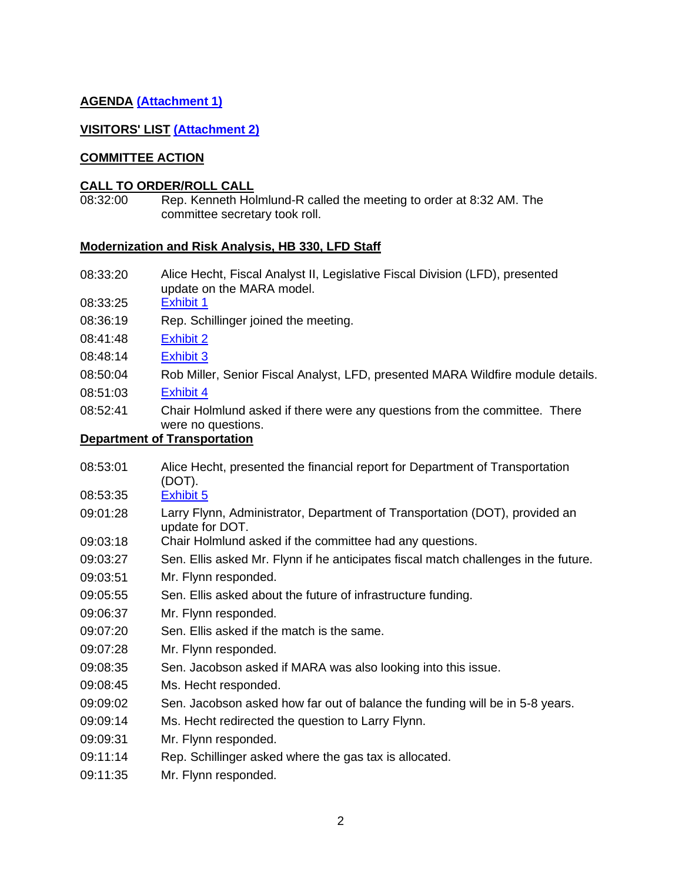**AGENDA (Attachment 1)**

**VISITORS' LIST (Attachment 2)**

**COMMITTEE ACTION**

**CALL TO ORDER/ROLL CALL**

| | |
|---|---|
| 08:32:00 | Rep. Kenneth Holmlund-R called the meeting to order at 8:32 AM. The committee secretary took roll. |

**Modernization and Risk Analysis, HB 330, LFD Staff**

| | |
|---|---|
| 08:33:20 | Alice Hecht, Fiscal Analyst II, Legislative Fiscal Division (LFD), presented update on the MARA model. |
| 08:33:25 | Exhibit 1 |
| 08:36:19 | Rep. Schillinger joined the meeting. |
| 08:41:48 | Exhibit 2 |
| 08:48:14 | Exhibit 3 |
| 08:50:04 | Rob Miller, Senior Fiscal Analyst, LFD, presented MARA Wildfire module details. |
| 08:51:03 | Exhibit 4 |
| 08:52:41 | Chair Holmlund asked if there were any questions from the committee. There were no questions. |

**Department of Transportation**

| | |
|---|---|
| 08:53:01 | Alice Hecht, presented the financial report for Department of Transportation (DOT). |
| 08:53:35 | Exhibit 5 |
| 09:01:28 | Larry Flynn, Administrator, Department of Transportation (DOT), provided an update for DOT. |
| 09:03:18 | Chair Holmlund asked if the committee had any questions. |
| 09:03:27 | Sen. Ellis asked Mr. Flynn if he anticipates fiscal match challenges in the future. |
| 09:03:51 | Mr. Flynn responded. |
| 09:05:55 | Sen. Ellis asked about the future of infrastructure funding. |
| 09:06:37 | Mr. Flynn responded. |
| 09:07:20 | Sen. Ellis asked if the match is the same. |
| 09:07:28 | Mr. Flynn responded. |
| 09:08:35 | Sen. Jacobson asked if MARA was also looking into this issue. |
| 09:08:45 | Ms. Hecht responded. |
| 09:09:02 | Sen. Jacobson asked how far out of balance the funding will be in 5-8 years. |
| 09:09:14 | Ms. Hecht redirected the question to Larry Flynn. |
| 09:09:31 | Mr. Flynn responded. |
| 09:11:14 | Rep. Schillinger asked where the gas tax is allocated. |
| 09:11:35 | Mr. Flynn responded. |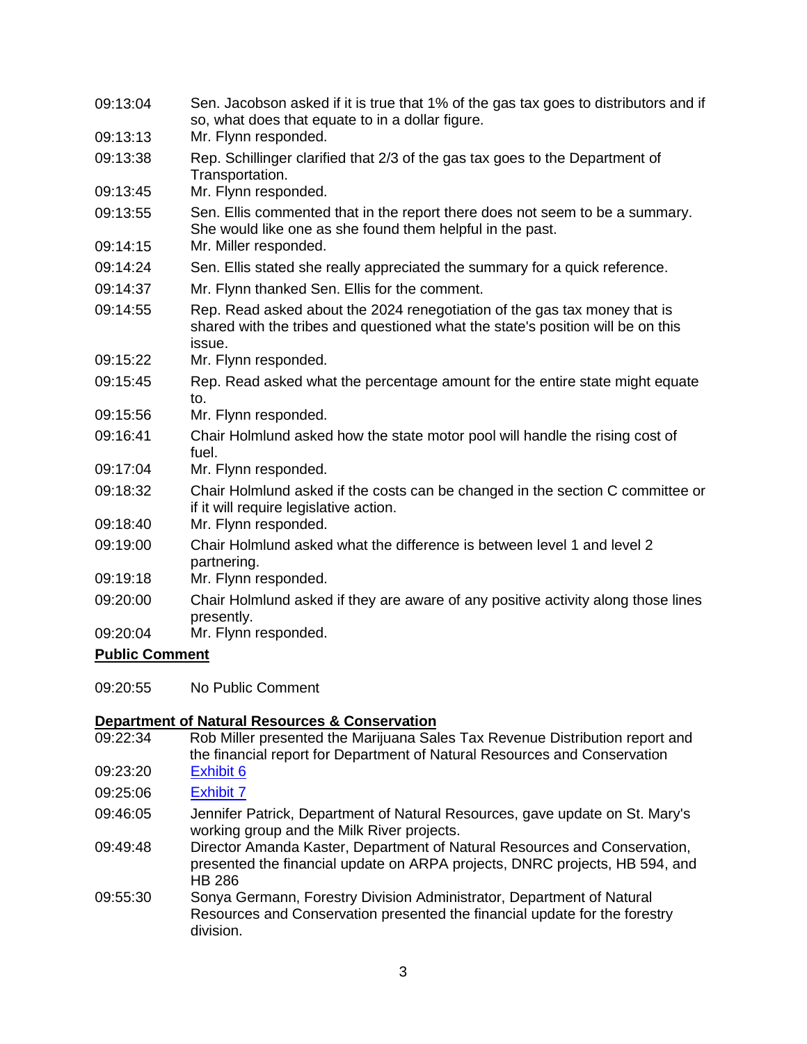| | |
|---|---|
| 09:13:04 | Sen. Jacobson asked if it is true that 1% of the gas tax goes to distributors and if so, what does that equate to in a dollar figure. |
| 09:13:13 | Mr. Flynn responded. |
| 09:13:38 | Rep. Schillinger clarified that 2/3 of the gas tax goes to the Department of Transportation. |
| 09:13:45 | Mr. Flynn responded. |
| 09:13:55 | Sen. Ellis commented that in the report there does not seem to be a summary. She would like one as she found them helpful in the past. |
| 09:14:15 | Mr. Miller responded. |
| 09:14:24 | Sen. Ellis stated she really appreciated the summary for a quick reference. |
| 09:14:37 | Mr. Flynn thanked Sen. Ellis for the comment. |
| 09:14:55 | Rep. Read asked about the 2024 renegotiation of the gas tax money that is shared with the tribes and questioned what the state's position will be on this issue. |
| 09:15:22 | Mr. Flynn responded. |
| 09:15:45 | Rep. Read asked what the percentage amount for the entire state might equate to. |
| 09:15:56 | Mr. Flynn responded. |
| 09:16:41 | Chair Holmlund asked how the state motor pool will handle the rising cost of fuel. |
| 09:17:04 | Mr. Flynn responded. |
| 09:18:32 | Chair Holmlund asked if the costs can be changed in the section C committee or if it will require legislative action. |
| 09:18:40 | Mr. Flynn responded. |
| 09:19:00 | Chair Holmlund asked what the difference is between level 1 and level 2 partnering. |
| 09:19:18 | Mr. Flynn responded. |
| 09:20:00 | Chair Holmlund asked if they are aware of any positive activity along those lines presently. |
| 09:20:04 | Mr. Flynn responded. |

**Public Comment**

| | |
|---|---|
| 09:20:55 | No Public Comment |

**Department of Natural Resources & Conservation**

| | |
|---|---|
| 09:22:34 | Rob Miller presented the Marijuana Sales Tax Revenue Distribution report and the financial report for Department of Natural Resources and Conservation |
| 09:23:20 | Exhibit 6 |
| 09:25:06 | Exhibit 7 |
| 09:46:05 | Jennifer Patrick, Department of Natural Resources, gave update on St. Mary's working group and the Milk River projects. |
| 09:49:48 | Director Amanda Kaster, Department of Natural Resources and Conservation, presented the financial update on ARPA projects, DNRC projects, HB 594, and HB 286 |
| 09:55:30 | Sonya Germann, Forestry Division Administrator, Department of Natural Resources and Conservation presented the financial update for the forestry division. |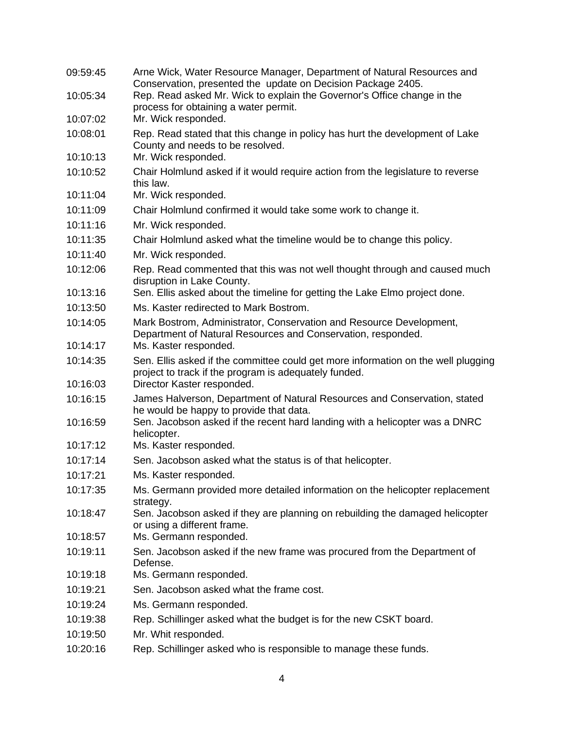| | |
|---|---|
| 09:59:45 | Arne Wick, Water Resource Manager, Department of Natural Resources and Conservation, presented the  update on Decision Package 2405. |
| 10:05:34 | Rep. Read asked Mr. Wick to explain the Governor's Office change in the process for obtaining a water permit. |
| 10:07:02 | Mr. Wick responded. |
| 10:08:01 | Rep. Read stated that this change in policy has hurt the development of Lake County and needs to be resolved. |
| 10:10:13 | Mr. Wick responded. |
| 10:10:52 | Chair Holmlund asked if it would require action from the legislature to reverse this law. |
| 10:11:04 | Mr. Wick responded. |
| 10:11:09 | Chair Holmlund confirmed it would take some work to change it. |
| 10:11:16 | Mr. Wick responded. |
| 10:11:35 | Chair Holmlund asked what the timeline would be to change this policy. |
| 10:11:40 | Mr. Wick responded. |
| 10:12:06 | Rep. Read commented that this was not well thought through and caused much disruption in Lake County. |
| 10:13:16 | Sen. Ellis asked about the timeline for getting the Lake Elmo project done. |
| 10:13:50 | Ms. Kaster redirected to Mark Bostrom. |
| 10:14:05 | Mark Bostrom, Administrator, Conservation and Resource Development, Department of Natural Resources and Conservation, responded. |
| 10:14:17 | Ms. Kaster responded. |
| 10:14:35 | Sen. Ellis asked if the committee could get more information on the well plugging project to track if the program is adequately funded. |
| 10:16:03 | Director Kaster responded. |
| 10:16:15 | James Halverson, Department of Natural Resources and Conservation, stated he would be happy to provide that data. |
| 10:16:59 | Sen. Jacobson asked if the recent hard landing with a helicopter was a DNRC helicopter. |
| 10:17:12 | Ms. Kaster responded. |
| 10:17:14 | Sen. Jacobson asked what the status is of that helicopter. |
| 10:17:21 | Ms. Kaster responded. |
| 10:17:35 | Ms. Germann provided more detailed information on the helicopter replacement strategy. |
| 10:18:47 | Sen. Jacobson asked if they are planning on rebuilding the damaged helicopter or using a different frame. |
| 10:18:57 | Ms. Germann responded. |
| 10:19:11 | Sen. Jacobson asked if the new frame was procured from the Department of Defense. |
| 10:19:18 | Ms. Germann responded. |
| 10:19:21 | Sen. Jacobson asked what the frame cost. |
| 10:19:24 | Ms. Germann responded. |
| 10:19:38 | Rep. Schillinger asked what the budget is for the new CSKT board. |
| 10:19:50 | Mr. Whit responded. |
| 10:20:16 | Rep. Schillinger asked who is responsible to manage these funds. |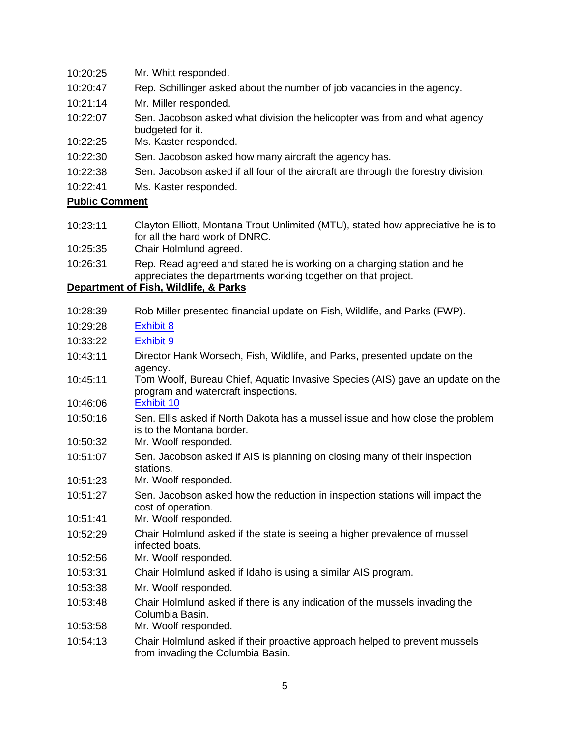| | |
|---|---|
| 10:20:25 | Mr. Whitt responded. |
| 10:20:47 | Rep. Schillinger asked about the number of job vacancies in the agency. |
| 10:21:14 | Mr. Miller responded. |
| 10:22:07 | Sen. Jacobson asked what division the helicopter was from and what agency budgeted for it. |
| 10:22:25 | Ms. Kaster responded. |
| 10:22:30 | Sen. Jacobson asked how many aircraft the agency has. |
| 10:22:38 | Sen. Jacobson asked if all four of the aircraft are through the forestry division. |
| 10:22:41 | Ms. Kaster responded. |

**Public Comment**

| | |
|---|---|
| 10:23:11 | Clayton Elliott, Montana Trout Unlimited (MTU), stated how appreciative he is to for all the hard work of DNRC. |
| 10:25:35 | Chair Holmlund agreed. |
| 10:26:31 | Rep. Read agreed and stated he is working on a charging station and he appreciates the departments working together on that project. |

**Department of Fish, Wildlife, & Parks**

| | |
|---|---|
| 10:28:39 | Rob Miller presented financial update on Fish, Wildlife, and Parks (FWP). |
| 10:29:28 | Exhibit 8 |
| 10:33:22 | Exhibit 9 |
| 10:43:11 | Director Hank Worsech, Fish, Wildlife, and Parks, presented update on the agency. |
| 10:45:11 | Tom Woolf, Bureau Chief, Aquatic Invasive Species (AIS) gave an update on the program and watercraft inspections. |
| 10:46:06 | Exhibit 10 |
| 10:50:16 | Sen. Ellis asked if North Dakota has a mussel issue and how close the problem is to the Montana border. |
| 10:50:32 | Mr. Woolf responded. |
| 10:51:07 | Sen. Jacobson asked if AIS is planning on closing many of their inspection stations. |
| 10:51:23 | Mr. Woolf responded. |
| 10:51:27 | Sen. Jacobson asked how the reduction in inspection stations will impact the cost of operation. |
| 10:51:41 | Mr. Woolf responded. |
| 10:52:29 | Chair Holmlund asked if the state is seeing a higher prevalence of mussel infected boats. |
| 10:52:56 | Mr. Woolf responded. |
| 10:53:31 | Chair Holmlund asked if Idaho is using a similar AIS program. |
| 10:53:38 | Mr. Woolf responded. |
| 10:53:48 | Chair Holmlund asked if there is any indication of the mussels invading the Columbia Basin. |
| 10:53:58 | Mr. Woolf responded. |
| 10:54:13 | Chair Holmlund asked if their proactive approach helped to prevent mussels from invading the Columbia Basin. |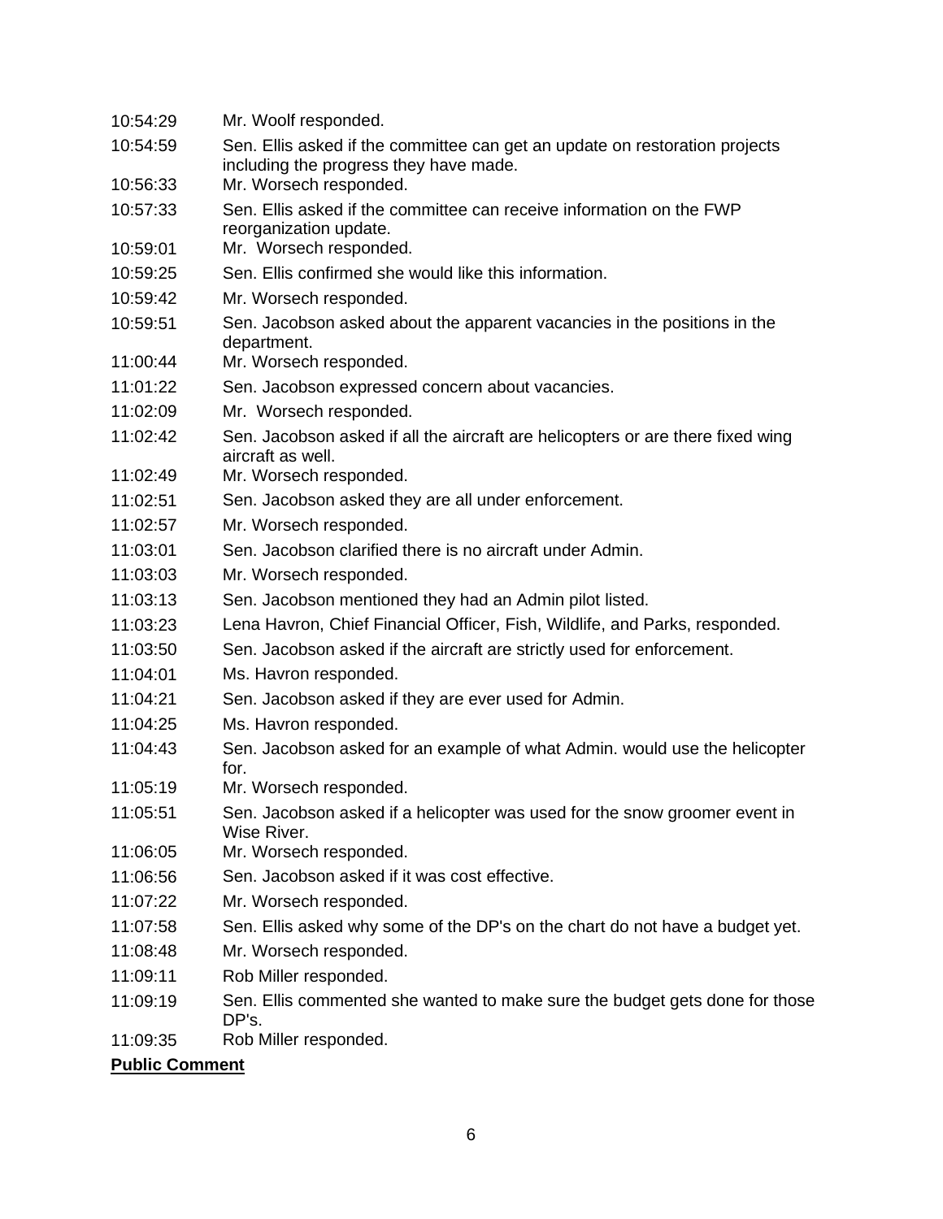| | |
|---|---|
| 10:54:29 | Mr. Woolf responded. |
| 10:54:59 | Sen. Ellis asked if the committee can get an update on restoration projects including the progress they have made. |
| 10:56:33 | Mr. Worsech responded. |
| 10:57:33 | Sen. Ellis asked if the committee can receive information on the FWP reorganization update. |
| 10:59:01 | Mr. Worsech responded. |
| 10:59:25 | Sen. Ellis confirmed she would like this information. |
| 10:59:42 | Mr. Worsech responded. |
| 10:59:51 | Sen. Jacobson asked about the apparent vacancies in the positions in the department. |
| 11:00:44 | Mr. Worsech responded. |
| 11:01:22 | Sen. Jacobson expressed concern about vacancies. |
| 11:02:09 | Mr. Worsech responded. |
| 11:02:42 | Sen. Jacobson asked if all the aircraft are helicopters or are there fixed wing aircraft as well. |
| 11:02:49 | Mr. Worsech responded. |
| 11:02:51 | Sen. Jacobson asked they are all under enforcement. |
| 11:02:57 | Mr. Worsech responded. |
| 11:03:01 | Sen. Jacobson clarified there is no aircraft under Admin. |
| 11:03:03 | Mr. Worsech responded. |
| 11:03:13 | Sen. Jacobson mentioned they had an Admin pilot listed. |
| 11:03:23 | Lena Havron, Chief Financial Officer, Fish, Wildlife, and Parks, responded. |
| 11:03:50 | Sen. Jacobson asked if the aircraft are strictly used for enforcement. |
| 11:04:01 | Ms. Havron responded. |
| 11:04:21 | Sen. Jacobson asked if they are ever used for Admin. |
| 11:04:25 | Ms. Havron responded. |
| 11:04:43 | Sen. Jacobson asked for an example of what Admin. would use the helicopter for. |
| 11:05:19 | Mr. Worsech responded. |
| 11:05:51 | Sen. Jacobson asked if a helicopter was used for the snow groomer event in Wise River. |
| 11:06:05 | Mr. Worsech responded. |
| 11:06:56 | Sen. Jacobson asked if it was cost effective. |
| 11:07:22 | Mr. Worsech responded. |
| 11:07:58 | Sen. Ellis asked why some of the DP's on the chart do not have a budget yet. |
| 11:08:48 | Mr. Worsech responded. |
| 11:09:11 | Rob Miller responded. |
| 11:09:19 | Sen. Ellis commented she wanted to make sure the budget gets done for those DP's. |
| 11:09:35 | Rob Miller responded. |

**Public Comment**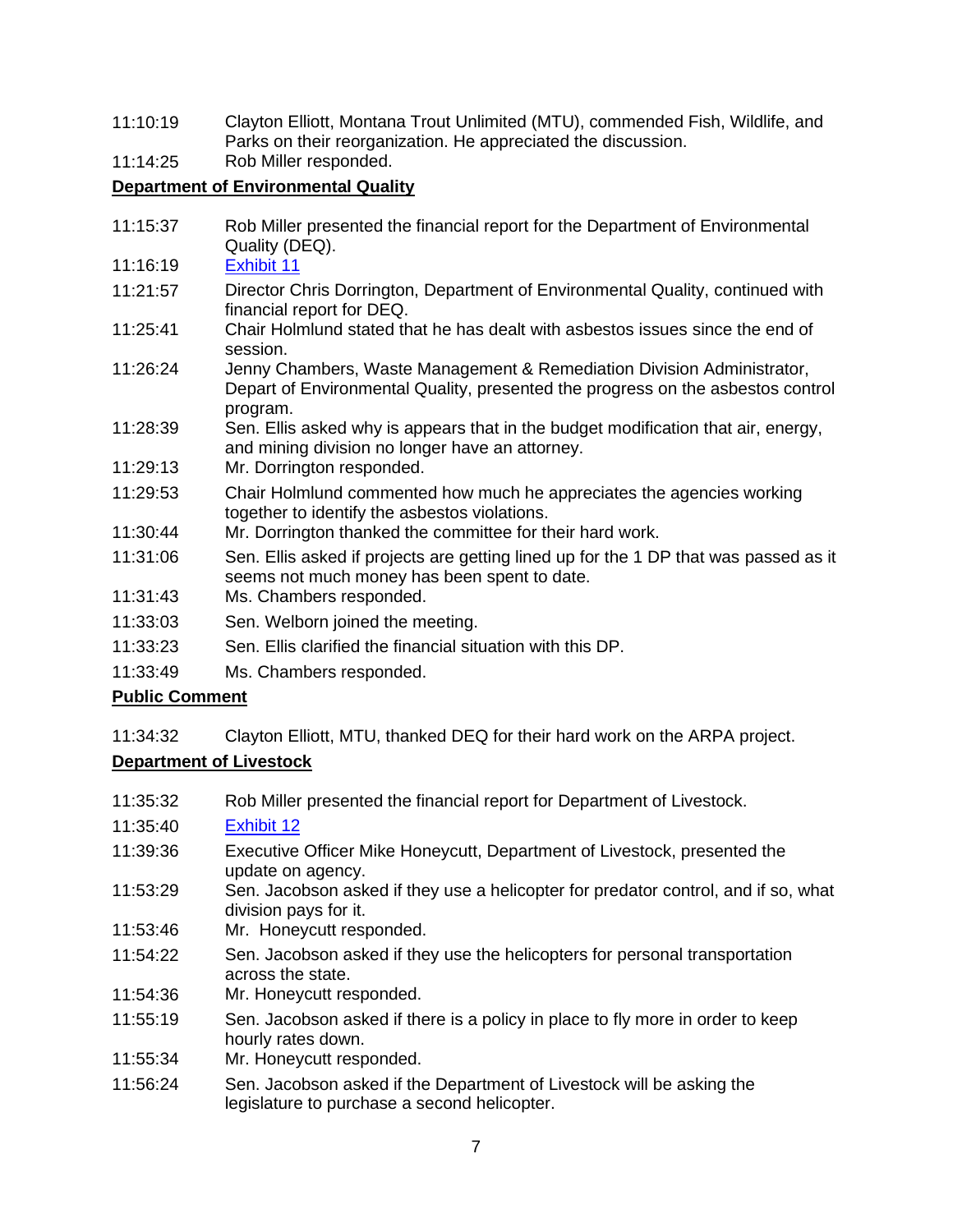| | |
|---|---|
| 11:10:19 | Clayton Elliott, Montana Trout Unlimited (MTU), commended Fish, Wildlife, and Parks on their reorganization. He appreciated the discussion. |
| 11:14:25 | Rob Miller responded. |

**Department of Environmental Quality**

| | |
|---|---|
| 11:15:37 | Rob Miller presented the financial report for the Department of Environmental Quality (DEQ). |
| 11:16:19 | Exhibit 11 |
| 11:21:57 | Director Chris Dorrington, Department of Environmental Quality, continued with financial report for DEQ. |
| 11:25:41 | Chair Holmlund stated that he has dealt with asbestos issues since the end of session. |
| 11:26:24 | Jenny Chambers, Waste Management & Remediation Division Administrator, Depart of Environmental Quality, presented the progress on the asbestos control program. |
| 11:28:39 | Sen. Ellis asked why is appears that in the budget modification that air, energy, and mining division no longer have an attorney. |
| 11:29:13 | Mr. Dorrington responded. |
| 11:29:53 | Chair Holmlund commented how much he appreciates the agencies working together to identify the asbestos violations. |
| 11:30:44 | Mr. Dorrington thanked the committee for their hard work. |
| 11:31:06 | Sen. Ellis asked if projects are getting lined up for the 1 DP that was passed as it seems not much money has been spent to date. |
| 11:31:43 | Ms. Chambers responded. |
| 11:33:03 | Sen. Welborn joined the meeting. |
| 11:33:23 | Sen. Ellis clarified the financial situation with this DP. |
| 11:33:49 | Ms. Chambers responded. |

**Public Comment**

| | |
|---|---|
| 11:34:32 | Clayton Elliott, MTU, thanked DEQ for their hard work on the ARPA project. |

**Department of Livestock**

| | |
|---|---|
| 11:35:32 | Rob Miller presented the financial report for Department of Livestock. |
| 11:35:40 | Exhibit 12 |
| 11:39:36 | Executive Officer Mike Honeycutt, Department of Livestock, presented the update on agency. |
| 11:53:29 | Sen. Jacobson asked if they use a helicopter for predator control, and if so, what division pays for it. |
| 11:53:46 | Mr. Honeycutt responded. |
| 11:54:22 | Sen. Jacobson asked if they use the helicopters for personal transportation across the state. |
| 11:54:36 | Mr. Honeycutt responded. |
| 11:55:19 | Sen. Jacobson asked if there is a policy in place to fly more in order to keep hourly rates down. |
| 11:55:34 | Mr. Honeycutt responded. |
| 11:56:24 | Sen. Jacobson asked if the Department of Livestock will be asking the legislature to purchase a second helicopter. |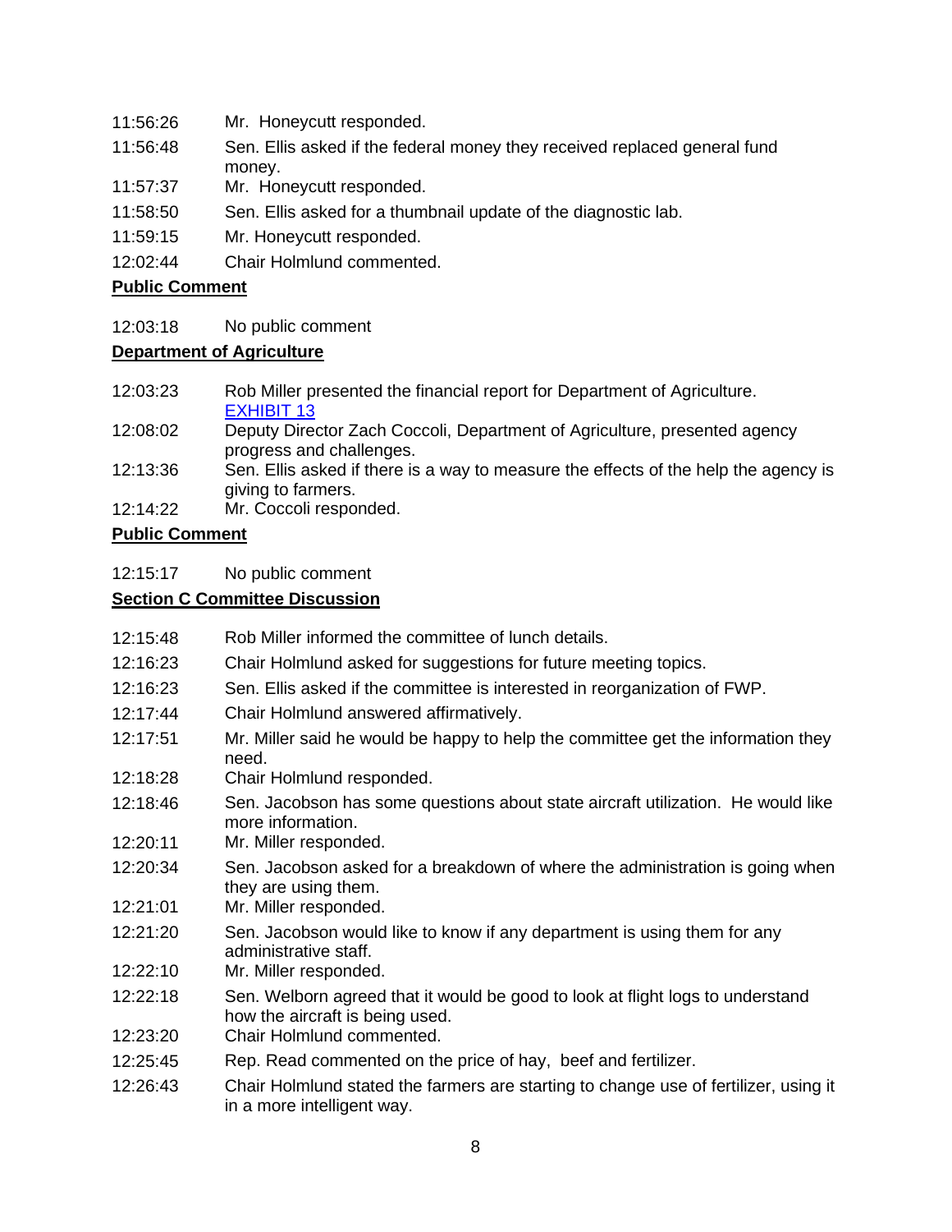| | |
|---|---|
| 11:56:26 | Mr. Honeycutt responded. |
| 11:56:48 | Sen. Ellis asked if the federal money they received replaced general fund money. |
| 11:57:37 | Mr. Honeycutt responded. |
| 11:58:50 | Sen. Ellis asked for a thumbnail update of the diagnostic lab. |
| 11:59:15 | Mr. Honeycutt responded. |
| 12:02:44 | Chair Holmlund commented. |

**Public Comment**

| | |
|---|---|
| 12:03:18 | No public comment |

**Department of Agriculture**

| | |
|---|---|
| 12:03:23 | Rob Miller presented the financial report for Department of Agriculture. EXHIBIT 13 |
| 12:08:02 | Deputy Director Zach Coccoli, Department of Agriculture, presented agency progress and challenges. |
| 12:13:36 | Sen. Ellis asked if there is a way to measure the effects of the help the agency is giving to farmers. |
| 12:14:22 | Mr. Coccoli responded. |

**Public Comment**

| | |
|---|---|
| 12:15:17 | No public comment |

**Section C Committee Discussion**

| | |
|---|---|
| 12:15:48 | Rob Miller informed the committee of lunch details. |
| 12:16:23 | Chair Holmlund asked for suggestions for future meeting topics. |
| 12:16:23 | Sen. Ellis asked if the committee is interested in reorganization of FWP. |
| 12:17:44 | Chair Holmlund answered affirmatively. |
| 12:17:51 | Mr. Miller said he would be happy to help the committee get the information they need. |
| 12:18:28 | Chair Holmlund responded. |
| 12:18:46 | Sen. Jacobson has some questions about state aircraft utilization. He would like more information. |
| 12:20:11 | Mr. Miller responded. |
| 12:20:34 | Sen. Jacobson asked for a breakdown of where the administration is going when they are using them. |
| 12:21:01 | Mr. Miller responded. |
| 12:21:20 | Sen. Jacobson would like to know if any department is using them for any administrative staff. |
| 12:22:10 | Mr. Miller responded. |
| 12:22:18 | Sen. Welborn agreed that it would be good to look at flight logs to understand how the aircraft is being used. |
| 12:23:20 | Chair Holmlund commented. |
| 12:25:45 | Rep. Read commented on the price of hay, beef and fertilizer. |
| 12:26:43 | Chair Holmlund stated the farmers are starting to change use of fertilizer, using it in a more intelligent way. |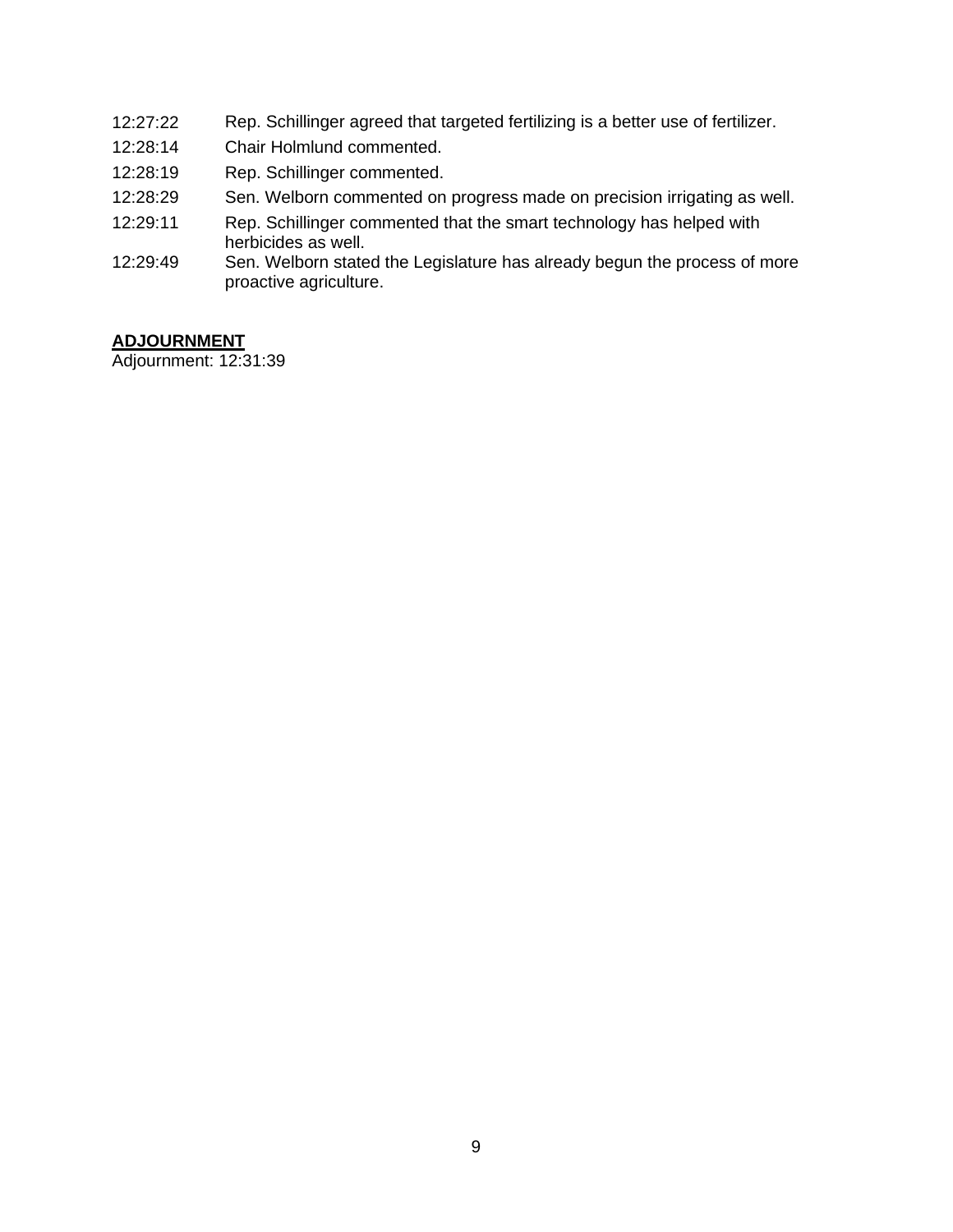| | |
|---|---|
| 12:27:22 | Rep. Schillinger agreed that targeted fertilizing is a better use of fertilizer. |
| 12:28:14 | Chair Holmlund commented. |
| 12:28:19 | Rep. Schillinger commented. |
| 12:28:29 | Sen. Welborn commented on progress made on precision irrigating as well. |
| 12:29:11 | Rep. Schillinger commented that the smart technology has helped with herbicides as well. |
| 12:29:49 | Sen. Welborn stated the Legislature has already begun the process of more proactive agriculture. |

**ADJOURNMENT**

Adjournment: 12:31:39